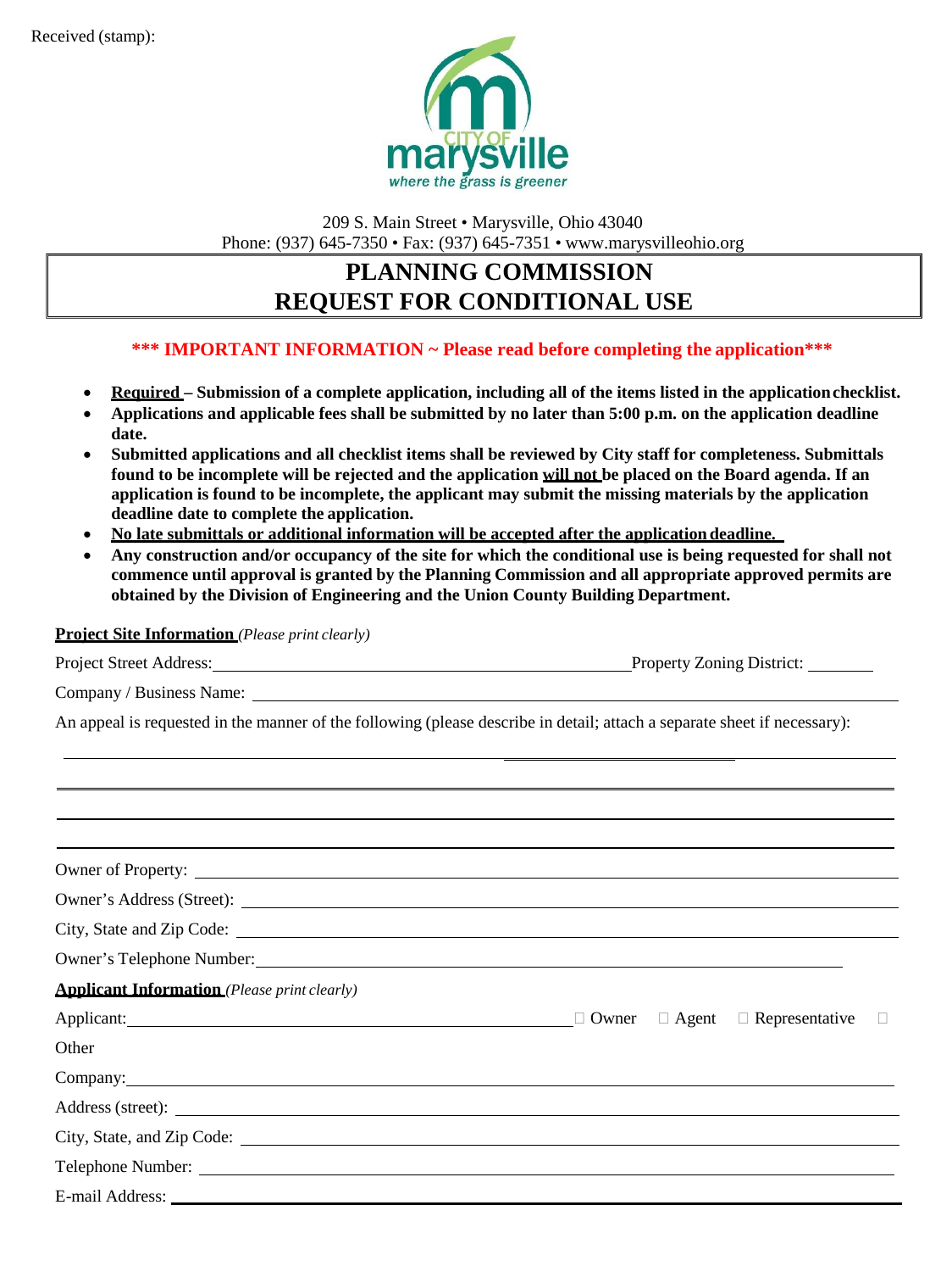Received (stamp):

209 S. Main Street • Marysville, Ohio 43040
Phone: (937) 645-7350 • Fax: (937) 645-7351 • www.marysvilleohio.org

# PLANNING COMMISSION
# REQUEST FOR CONDITIONAL USE

**\*\*\* IMPORTANT INFORMATION ~ Please read before completing the application\*\*\***

- **Required – Submission of a complete application, including all of the items listed in the application checklist.**
- **Applications and applicable fees shall be submitted by no later than 5:00 p.m. on the application deadline date.**
- **Submitted applications and all checklist items shall be reviewed by City staff for completeness. Submittals found to be incomplete will be rejected and the application will not be placed on the Board agenda. If an application is found to be incomplete, the applicant may submit the missing materials by the application deadline date to complete the application.**
- **No late submittals or additional information will be accepted after the application deadline.**
- **Any construction and/or occupancy of the site for which the conditional use is being requested for shall not commence until approval is granted by the Planning Commission and all appropriate approved permits are obtained by the Division of Engineering and the Union County Building Department.**

**Project Site Information** *(Please print clearly)*

Project Street Address: ______________________ Property Zoning District: ________

Company / Business Name: ______________________

An appeal is requested in the manner of the following (please describe in detail; attach a separate sheet if necessary):

______________________

______________________

______________________

______________________

Owner of Property: ______________________

Owner's Address (Street): ______________________

City, State and Zip Code: ______________________

Owner's Telephone Number: ______________________

**Applicant Information** *(Please print clearly)*

Applicant: ______________________ ☐ Owner ☐ Agent ☐ Representative ☐ Other

Company: ______________________

Address (street): ______________________

City, State, and Zip Code: ______________________

Telephone Number: ______________________

E-mail Address: ______________________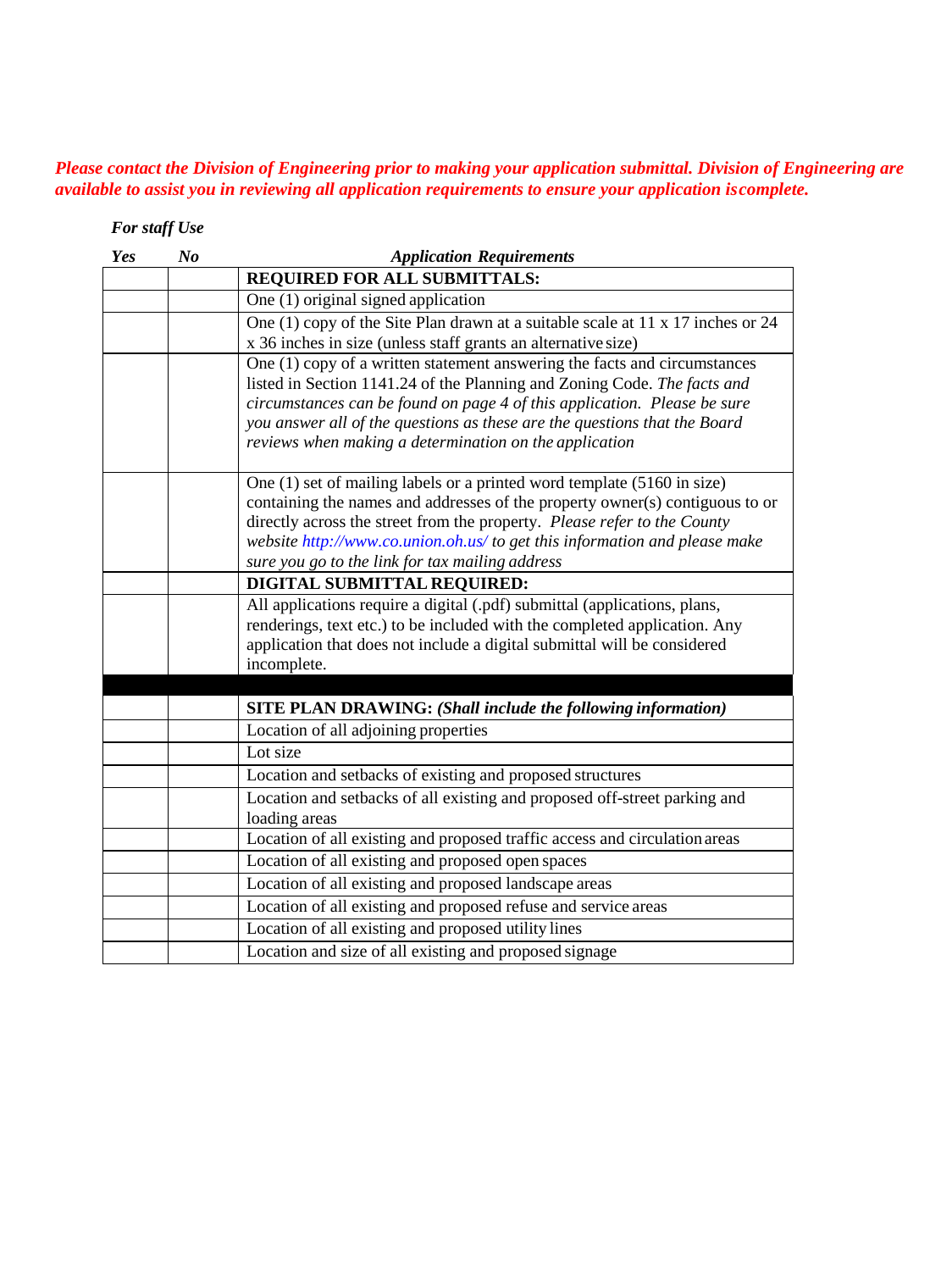***Please contact the Division of Engineering prior to making your application submittal. Division of Engineering are available to assist you in reviewing all application requirements to ensure your application is complete.***

*For staff Use*

| *Yes* | *No* | *Application Requirements* |
|---|---|---|
| | | **REQUIRED FOR ALL SUBMITTALS:** |
| | | One (1) original signed application |
| | | One (1) copy of the Site Plan drawn at a suitable scale at 11 x 17 inches or 24 x 36 inches in size (unless staff grants an alternative size) |
| | | One (1) copy of a written statement answering the facts and circumstances listed in Section 1141.24 of the Planning and Zoning Code. *The facts and circumstances can be found on page 4 of this application. Please be sure you answer all of the questions as these are the questions that the Board reviews when making a determination on the application* |
| | | One (1) set of mailing labels or a printed word template (5160 in size) containing the names and addresses of the property owner(s) contiguous to or directly across the street from the property. *Please refer to the County website http://www.co.union.oh.us/ to get this information and please make sure you go to the link for tax mailing address* |
| | | **DIGITAL SUBMITTAL REQUIRED:** |
| | | All applications require a digital (.pdf) submittal (applications, plans, renderings, text etc.) to be included with the completed application. Any application that does not include a digital submittal will be considered incomplete. |
| | | |
| | | **SITE PLAN DRAWING:** ***(Shall include the following information)*** |
| | | Location of all adjoining properties |
| | | Lot size |
| | | Location and setbacks of existing and proposed structures |
| | | Location and setbacks of all existing and proposed off-street parking and loading areas |
| | | Location of all existing and proposed traffic access and circulation areas |
| | | Location of all existing and proposed open spaces |
| | | Location of all existing and proposed landscape areas |
| | | Location of all existing and proposed refuse and service areas |
| | | Location of all existing and proposed utility lines |
| | | Location and size of all existing and proposed signage |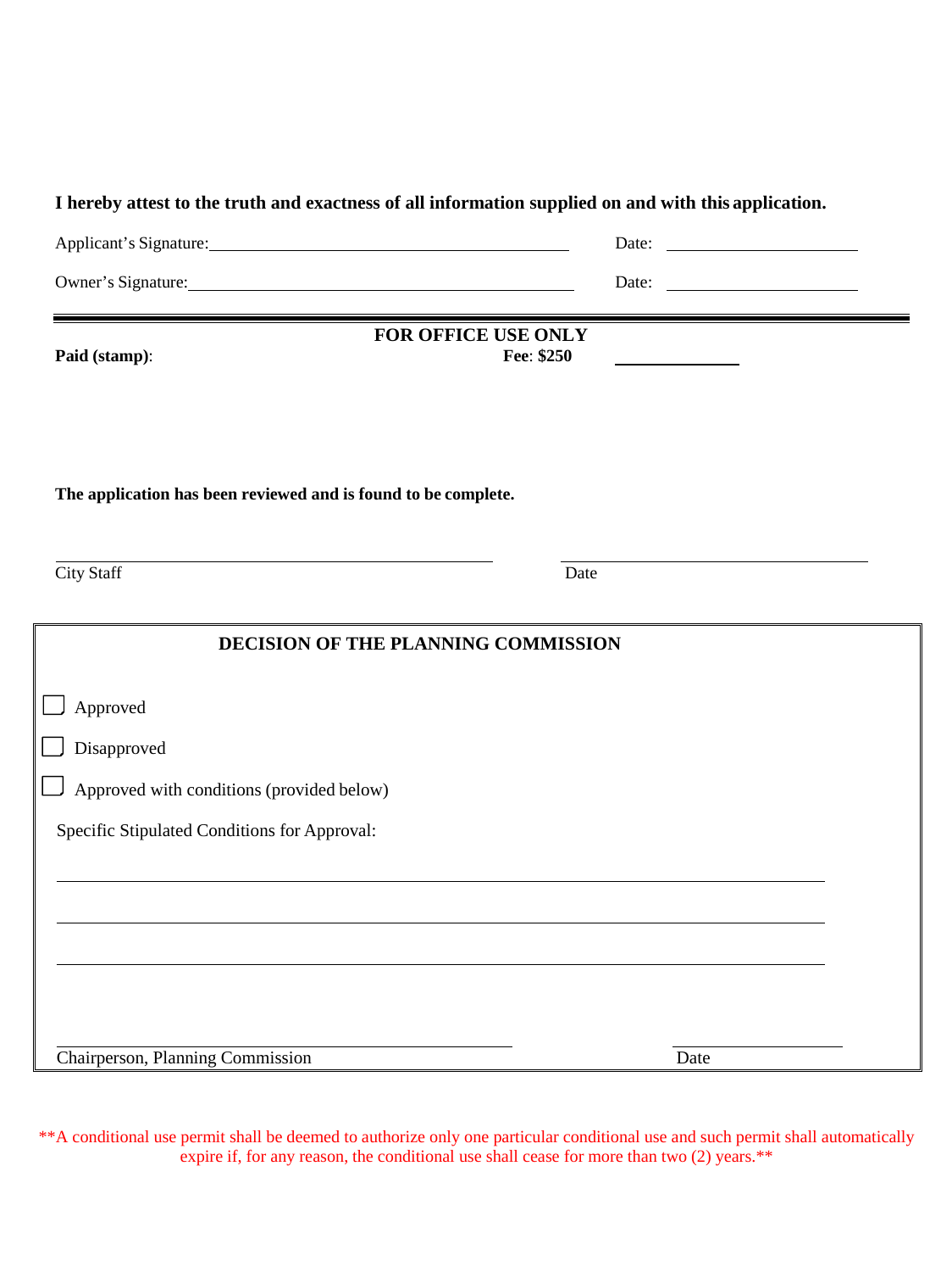**I hereby attest to the truth and exactness of all information supplied on and with this application.**

Applicant's Signature:\_\_\_\_\_\_\_\_\_\_\_\_\_\_\_\_\_\_\_\_\_\_\_\_\_\_\_\_\_\_\_\_\_\_\_\_\_\_\_\_ Date: \_\_\_\_\_\_\_\_\_\_\_\_\_\_\_\_\_\_\_\_

Owner's Signature:\_\_\_\_\_\_\_\_\_\_\_\_\_\_\_\_\_\_\_\_\_\_\_\_\_\_\_\_\_\_\_\_\_\_\_\_\_\_\_\_\_\_ Date: \_\_\_\_\_\_\_\_\_\_\_\_\_\_\_\_\_\_\_\_

---

**FOR OFFICE USE ONLY**

**Paid (stamp)**: **Fee**: **$250** \_\_\_\_\_\_\_\_\_\_\_\_\_\_

**The application has been reviewed and is found to be complete.**

\_\_\_\_\_\_\_\_\_\_\_\_\_\_\_\_\_\_\_\_\_\_\_\_\_\_\_\_\_\_\_\_\_\_\_\_\_\_\_\_\_\_ \_\_\_\_\_\_\_\_\_\_\_\_\_\_\_\_\_\_\_\_\_\_\_\_\_\_\_\_\_\_\_\_

City Staff Date

**DECISION OF THE PLANNING COMMISSION**

- ☐ Approved
- ☐ Disapproved
- ☐ Approved with conditions (provided below)

Specific Stipulated Conditions for Approval:

\_\_\_\_\_\_\_\_\_\_\_\_\_\_\_\_\_\_\_\_\_\_\_\_\_\_\_\_\_\_\_\_\_\_\_\_\_\_\_\_\_\_\_\_\_\_\_\_\_\_\_\_\_\_\_\_\_\_\_\_\_\_\_\_\_\_\_\_\_\_\_\_

\_\_\_\_\_\_\_\_\_\_\_\_\_\_\_\_\_\_\_\_\_\_\_\_\_\_\_\_\_\_\_\_\_\_\_\_\_\_\_\_\_\_\_\_\_\_\_\_\_\_\_\_\_\_\_\_\_\_\_\_\_\_\_\_\_\_\_\_\_\_\_\_

\_\_\_\_\_\_\_\_\_\_\_\_\_\_\_\_\_\_\_\_\_\_\_\_\_\_\_\_\_\_\_\_\_\_\_\_\_\_\_\_\_\_\_\_\_\_\_\_\_\_\_\_\_\_\_\_\_\_\_\_\_\_\_\_\_\_\_\_\_\_\_\_

\_\_\_\_\_\_\_\_\_\_\_\_\_\_\_\_\_\_\_\_\_\_\_\_\_\_\_\_\_\_\_\_\_\_\_\_\_\_\_\_\_\_\_ \_\_\_\_\_\_\_\_\_\_\_\_\_\_\_\_

Chairperson, Planning Commission Date

**A conditional use permit shall be deemed to authorize only one particular conditional use and such permit shall automatically expire if, for any reason, the conditional use shall cease for more than two (2) years.**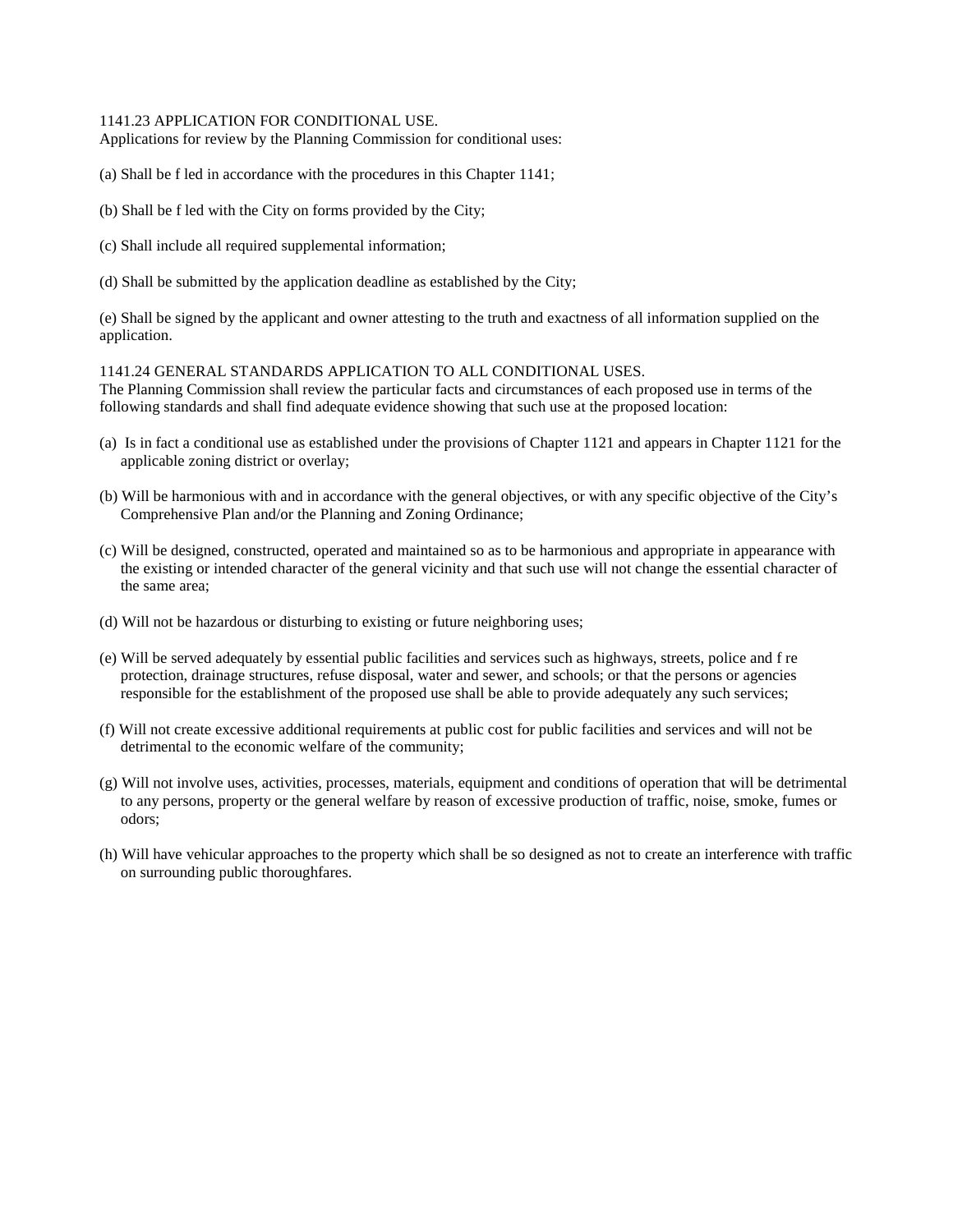1141.23 APPLICATION FOR CONDITIONAL USE.

Applications for review by the Planning Commission for conditional uses:

(a) Shall be f led in accordance with the procedures in this Chapter 1141;

(b) Shall be f led with the City on forms provided by the City;

(c) Shall include all required supplemental information;

(d) Shall be submitted by the application deadline as established by the City;

(e) Shall be signed by the applicant and owner attesting to the truth and exactness of all information supplied on the application.

1141.24 GENERAL STANDARDS APPLICATION TO ALL CONDITIONAL USES.

The Planning Commission shall review the particular facts and circumstances of each proposed use in terms of the following standards and shall find adequate evidence showing that such use at the proposed location:

(a) Is in fact a conditional use as established under the provisions of Chapter 1121 and appears in Chapter 1121 for the applicable zoning district or overlay;

(b) Will be harmonious with and in accordance with the general objectives, or with any specific objective of the City's Comprehensive Plan and/or the Planning and Zoning Ordinance;

(c) Will be designed, constructed, operated and maintained so as to be harmonious and appropriate in appearance with the existing or intended character of the general vicinity and that such use will not change the essential character of the same area;

(d) Will not be hazardous or disturbing to existing or future neighboring uses;

(e) Will be served adequately by essential public facilities and services such as highways, streets, police and f re protection, drainage structures, refuse disposal, water and sewer, and schools; or that the persons or agencies responsible for the establishment of the proposed use shall be able to provide adequately any such services;

(f) Will not create excessive additional requirements at public cost for public facilities and services and will not be detrimental to the economic welfare of the community;

(g) Will not involve uses, activities, processes, materials, equipment and conditions of operation that will be detrimental to any persons, property or the general welfare by reason of excessive production of traffic, noise, smoke, fumes or odors;

(h) Will have vehicular approaches to the property which shall be so designed as not to create an interference with traffic on surrounding public thoroughfares.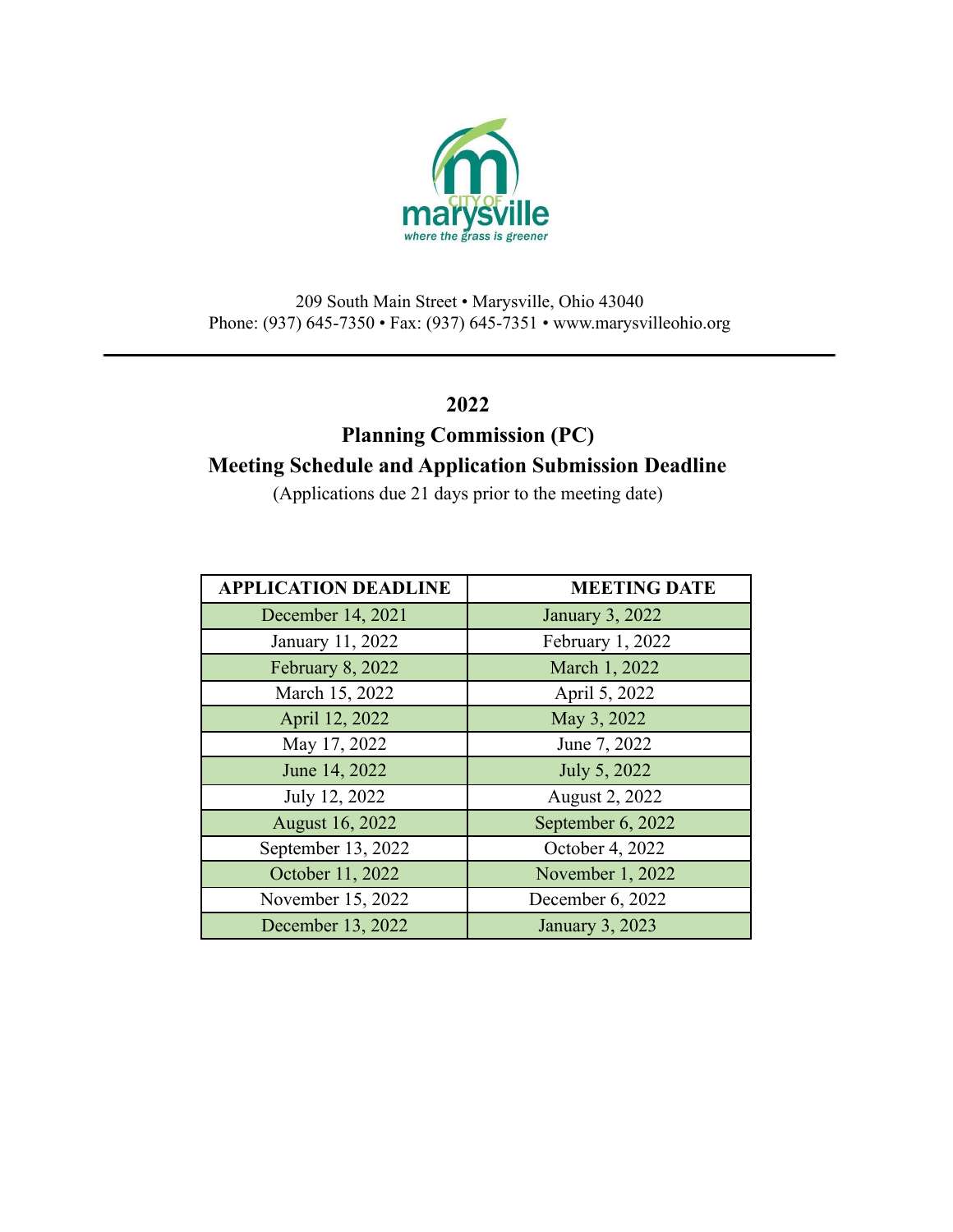CITY OF marysville

where the grass is greener

209 South Main Street • Marysville, Ohio 43040
Phone: (937) 645-7350 • Fax: (937) 645-7351 • www.marysvilleohio.org

---

## 2022
## Planning Commission (PC)
## Meeting Schedule and Application Submission Deadline

(Applications due 21 days prior to the meeting date)

| APPLICATION DEADLINE | MEETING DATE |
|---|---|
| December 14, 2021 | January 3, 2022 |
| January 11, 2022 | February 1, 2022 |
| February 8, 2022 | March 1, 2022 |
| March 15, 2022 | April 5, 2022 |
| April 12, 2022 | May 3, 2022 |
| May 17, 2022 | June 7, 2022 |
| June 14, 2022 | July 5, 2022 |
| July 12, 2022 | August 2, 2022 |
| August 16, 2022 | September 6, 2022 |
| September 13, 2022 | October 4, 2022 |
| October 11, 2022 | November 1, 2022 |
| November 15, 2022 | December 6, 2022 |
| December 13, 2022 | January 3, 2023 |